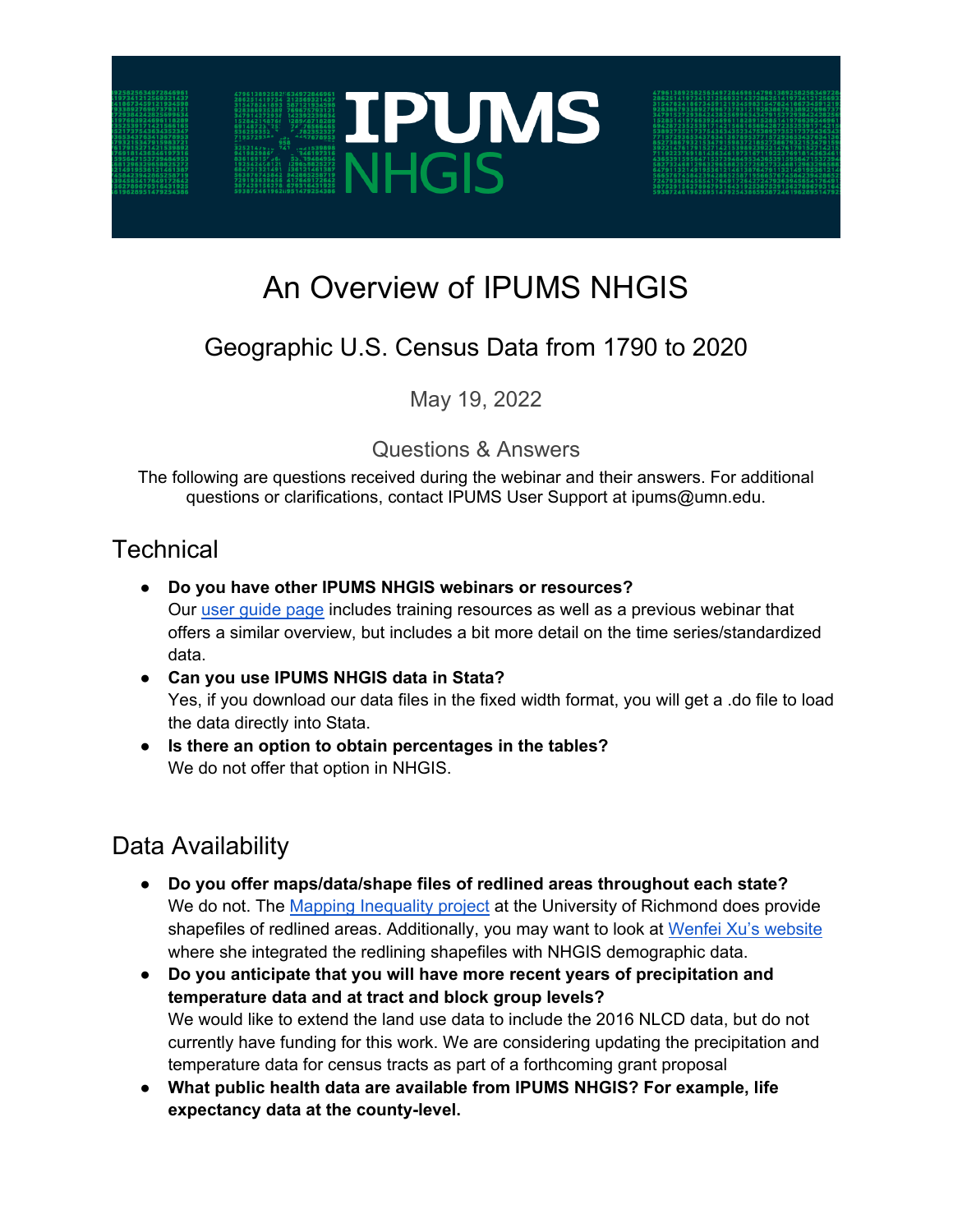# An Overview of IPUMS NHGIS

## Geographic U.S. Census Data from 1790 to 2020

May 19, 2022

### Questions & Answers

The following are questions received during the webinar and their answers. For additional questions or clarifications, contact IPUMS User Support at ipums@umn.edu.

## Technical

- **Do you have other IPUMS NHGIS webinars or resources?**
  Our user guide page includes training resources as well as a previous webinar that offers a similar overview, but includes a bit more detail on the time series/standardized data.
- **Can you use IPUMS NHGIS data in Stata?**
  Yes, if you download our data files in the fixed width format, you will get a .do file to load the data directly into Stata.
- **Is there an option to obtain percentages in the tables?**
  We do not offer that option in NHGIS.

## Data Availability

- **Do you offer maps/data/shape files of redlined areas throughout each state?**
  We do not. The Mapping Inequality project at the University of Richmond does provide shapefiles of redlined areas. Additionally, you may want to look at Wenfei Xu's website where she integrated the redlining shapefiles with NHGIS demographic data.
- **Do you anticipate that you will have more recent years of precipitation and temperature data and at tract and block group levels?**
  We would like to extend the land use data to include the 2016 NLCD data, but do not currently have funding for this work. We are considering updating the precipitation and temperature data for census tracts as part of a forthcoming grant proposal
- **What public health data are available from IPUMS NHGIS? For example, life expectancy data at the county-level.**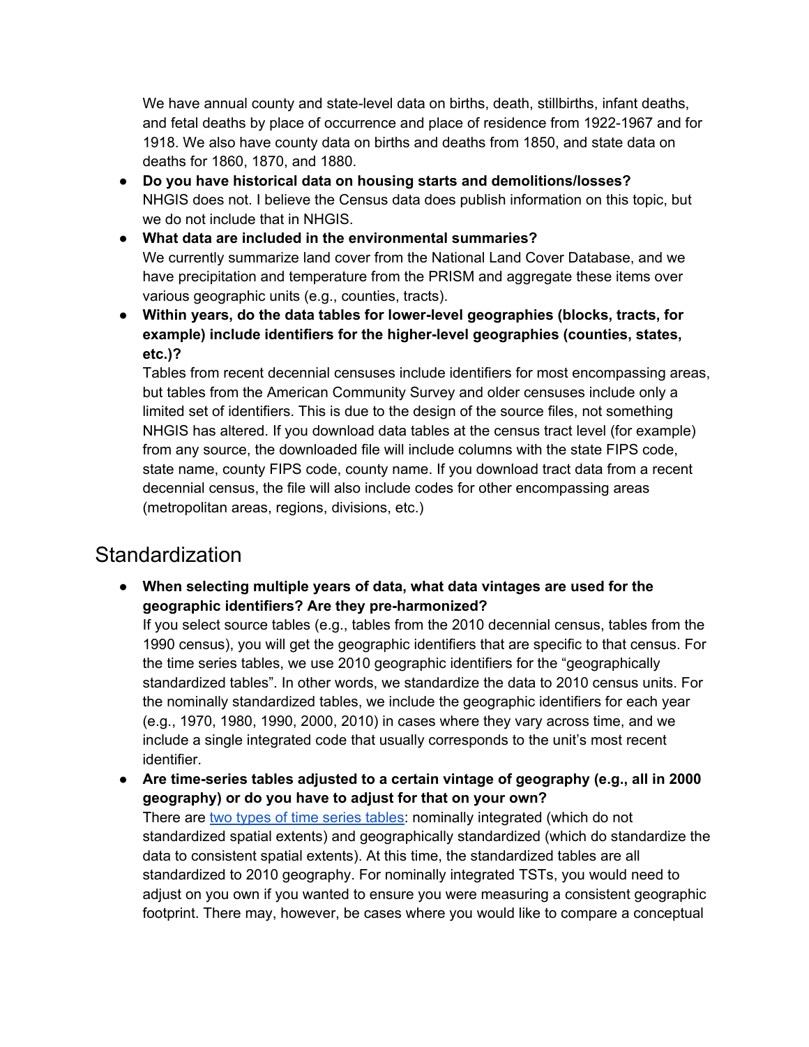We have annual county and state-level data on births, death, stillbirths, infant deaths, and fetal deaths by place of occurrence and place of residence from 1922-1967 and for 1918. We also have county data on births and deaths from 1850, and state data on deaths for 1860, 1870, and 1880.

- **Do you have historical data on housing starts and demolitions/losses?**
  NHGIS does not. I believe the Census data does publish information on this topic, but we do not include that in NHGIS.
- **What data are included in the environmental summaries?**
  We currently summarize land cover from the National Land Cover Database, and we have precipitation and temperature from the PRISM and aggregate these items over various geographic units (e.g., counties, tracts).
- **Within years, do the data tables for lower-level geographies (blocks, tracts, for example) include identifiers for the higher-level geographies (counties, states, etc.)?**
  Tables from recent decennial censuses include identifiers for most encompassing areas, but tables from the American Community Survey and older censuses include only a limited set of identifiers. This is due to the design of the source files, not something NHGIS has altered. If you download data tables at the census tract level (for example) from any source, the downloaded file will include columns with the state FIPS code, state name, county FIPS code, county name. If you download tract data from a recent decennial census, the file will also include codes for other encompassing areas (metropolitan areas, regions, divisions, etc.)

## Standardization

- **When selecting multiple years of data, what data vintages are used for the geographic identifiers? Are they pre-harmonized?**
  If you select source tables (e.g., tables from the 2010 decennial census, tables from the 1990 census), you will get the geographic identifiers that are specific to that census. For the time series tables, we use 2010 geographic identifiers for the "geographically standardized tables". In other words, we standardize the data to 2010 census units. For the nominally standardized tables, we include the geographic identifiers for each year (e.g., 1970, 1980, 1990, 2000, 2010) in cases where they vary across time, and we include a single integrated code that usually corresponds to the unit's most recent identifier.
- **Are time-series tables adjusted to a certain vintage of geography (e.g., all in 2000 geography) or do you have to adjust for that on your own?**
  There are [two types of time series tables](): nominally integrated (which do not standardized spatial extents) and geographically standardized (which do standardize the data to consistent spatial extents). At this time, the standardized tables are all standardized to 2010 geography. For nominally integrated TSTs, you would need to adjust on you own if you wanted to ensure you were measuring a consistent geographic footprint. There may, however, be cases where you would like to compare a conceptual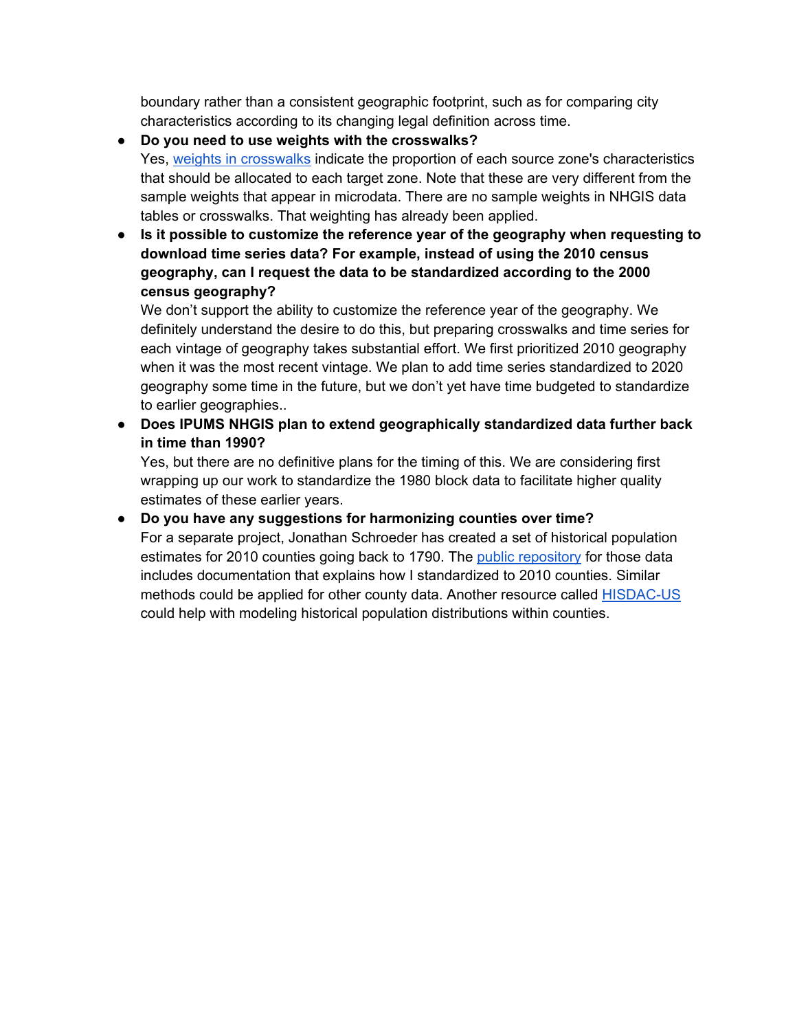boundary rather than a consistent geographic footprint, such as for comparing city characteristics according to its changing legal definition across time.

- **Do you need to use weights with the crosswalks?**
  Yes, weights in crosswalks indicate the proportion of each source zone's characteristics that should be allocated to each target zone. Note that these are very different from the sample weights that appear in microdata. There are no sample weights in NHGIS data tables or crosswalks. That weighting has already been applied.
- **Is it possible to customize the reference year of the geography when requesting to download time series data? For example, instead of using the 2010 census geography, can I request the data to be standardized according to the 2000 census geography?**
  We don't support the ability to customize the reference year of the geography. We definitely understand the desire to do this, but preparing crosswalks and time series for each vintage of geography takes substantial effort. We first prioritized 2010 geography when it was the most recent vintage. We plan to add time series standardized to 2020 geography some time in the future, but we don't yet have time budgeted to standardize to earlier geographies..
- **Does IPUMS NHGIS plan to extend geographically standardized data further back in time than 1990?**
  Yes, but there are no definitive plans for the timing of this. We are considering first wrapping up our work to standardize the 1980 block data to facilitate higher quality estimates of these earlier years.
- **Do you have any suggestions for harmonizing counties over time?**
  For a separate project, Jonathan Schroeder has created a set of historical population estimates for 2010 counties going back to 1790. The public repository for those data includes documentation that explains how I standardized to 2010 counties. Similar methods could be applied for other county data. Another resource called HISDAC-US could help with modeling historical population distributions within counties.